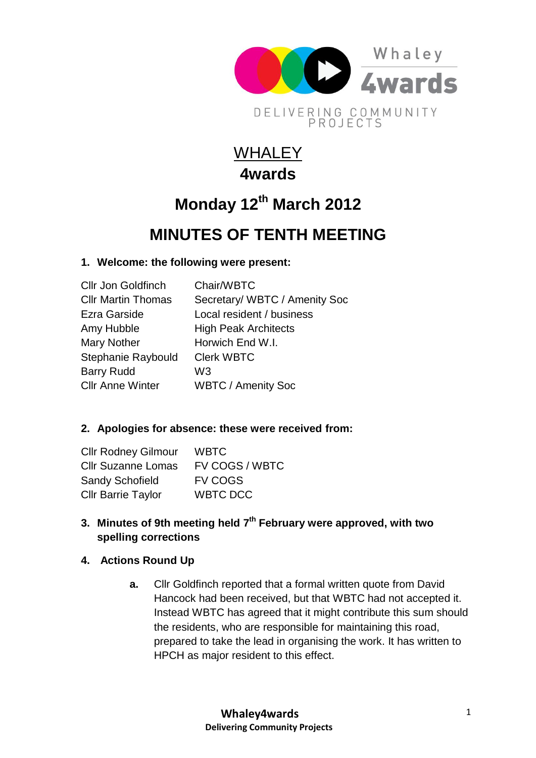Whaley
4wards

DELIVERING COMMUNITY PROJECTS

# WHALEY
# 4wards

## Monday 12th March 2012

## MINUTES OF TENTH MEETING

### 1. Welcome: the following were present:

| | |
|---|---|
| Cllr Jon Goldfinch | Chair/WBTC |
| Cllr Martin Thomas | Secretary/ WBTC / Amenity Soc |
| Ezra Garside | Local resident / business |
| Amy Hubble | High Peak Architects |
| Mary Nother | Horwich End W.I. |
| Stephanie Raybould | Clerk WBTC |
| Barry Rudd | W3 |
| Cllr Anne Winter | WBTC / Amenity Soc |

### 2. Apologies for absence: these were received from:

| | |
|---|---|
| Cllr Rodney Gilmour | WBTC |
| Cllr Suzanne Lomas | FV COGS / WBTC |
| Sandy Schofield | FV COGS |
| Cllr Barrie Taylor | WBTC DCC |

### 3. Minutes of 9th meeting held 7th February were approved, with two spelling corrections

### 4. Actions Round Up

**a.** Cllr Goldfinch reported that a formal written quote from David Hancock had been received, but that WBTC had not accepted it. Instead WBTC has agreed that it might contribute this sum should the residents, who are responsible for maintaining this road, prepared to take the lead in organising the work. It has written to HPCH as major resident to this effect.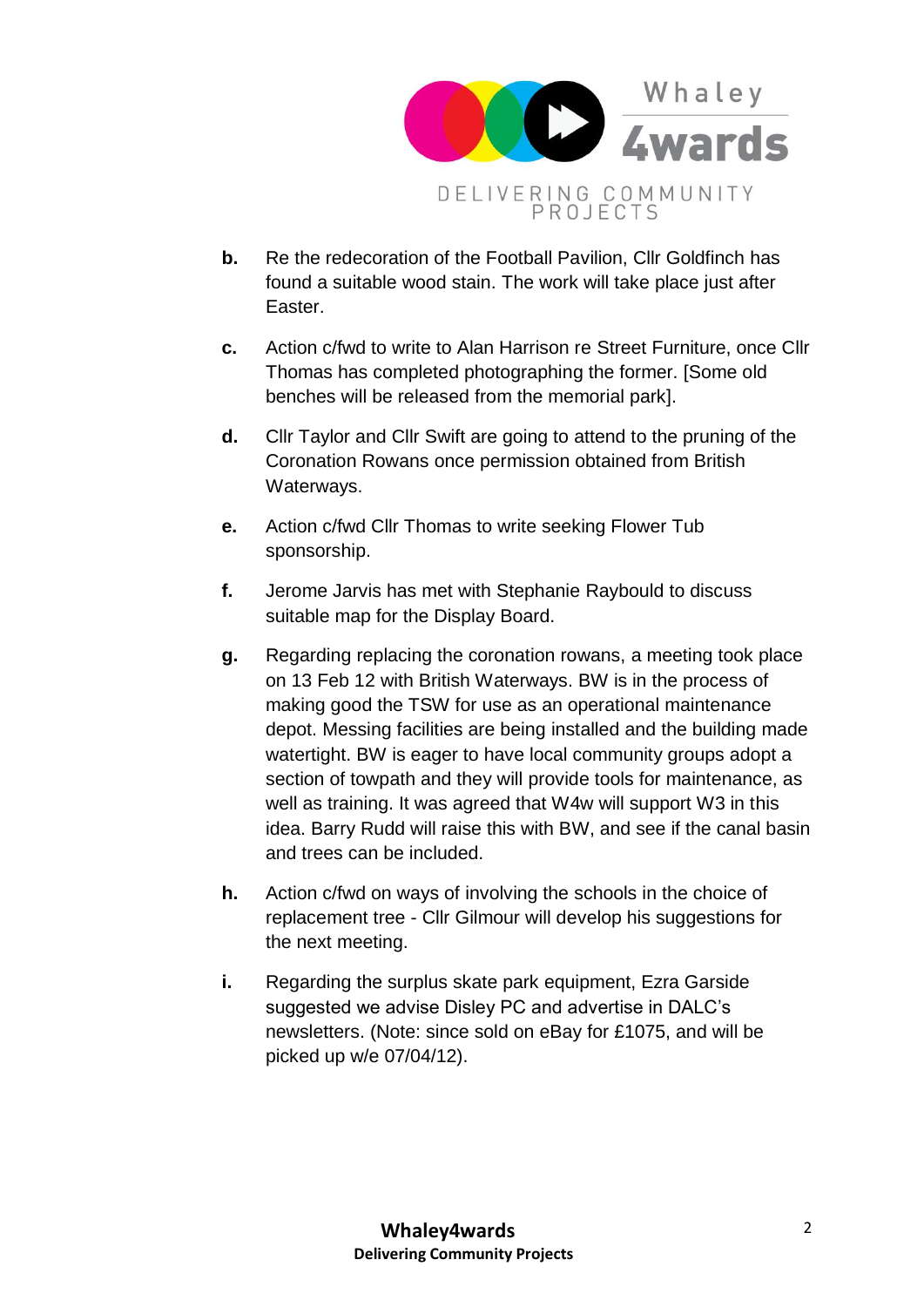- **b.** Re the redecoration of the Football Pavilion, Cllr Goldfinch has found a suitable wood stain. The work will take place just after Easter.

- **c.** Action c/fwd to write to Alan Harrison re Street Furniture, once Cllr Thomas has completed photographing the former. [Some old benches will be released from the memorial park].

- **d.** Cllr Taylor and Cllr Swift are going to attend to the pruning of the Coronation Rowans once permission obtained from British Waterways.

- **e.** Action c/fwd Cllr Thomas to write seeking Flower Tub sponsorship.

- **f.** Jerome Jarvis has met with Stephanie Raybould to discuss suitable map for the Display Board.

- **g.** Regarding replacing the coronation rowans, a meeting took place on 13 Feb 12 with British Waterways. BW is in the process of making good the TSW for use as an operational maintenance depot. Messing facilities are being installed and the building made watertight. BW is eager to have local community groups adopt a section of towpath and they will provide tools for maintenance, as well as training. It was agreed that W4w will support W3 in this idea. Barry Rudd will raise this with BW, and see if the canal basin and trees can be included.

- **h.** Action c/fwd on ways of involving the schools in the choice of replacement tree - Cllr Gilmour will develop his suggestions for the next meeting.

- **i.** Regarding the surplus skate park equipment, Ezra Garside suggested we advise Disley PC and advertise in DALC's newsletters. (Note: since sold on eBay for £1075, and will be picked up w/e 07/04/12).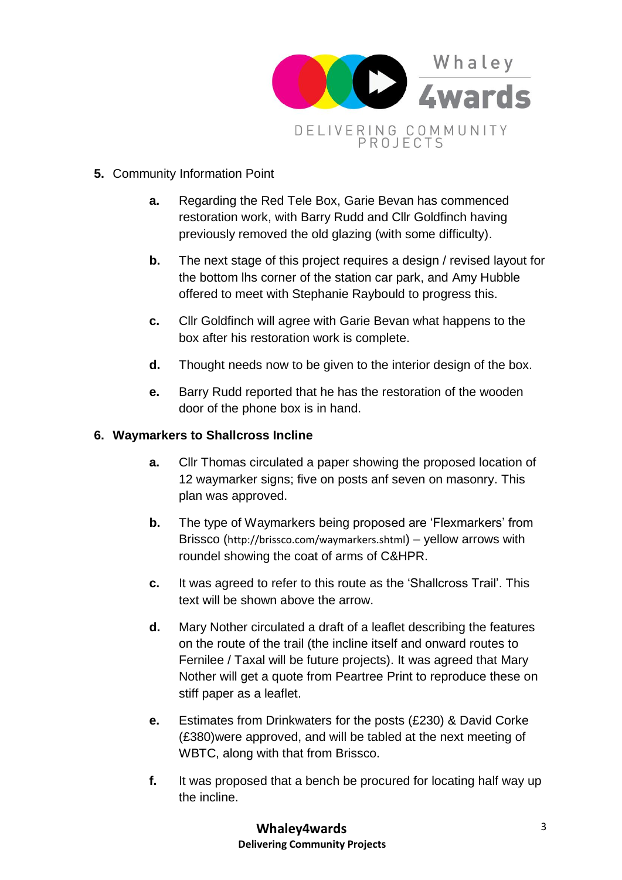5. Community Information Point

   a. Regarding the Red Tele Box, Garie Bevan has commenced restoration work, with Barry Rudd and Cllr Goldfinch having previously removed the old glazing (with some difficulty).

   b. The next stage of this project requires a design / revised layout for the bottom lhs corner of the station car park, and Amy Hubble offered to meet with Stephanie Raybould to progress this.

   c. Cllr Goldfinch will agree with Garie Bevan what happens to the box after his restoration work is complete.

   d. Thought needs now to be given to the interior design of the box.

   e. Barry Rudd reported that he has the restoration of the wooden door of the phone box is in hand.

**6. Waymarkers to Shallcross Incline**

   a. Cllr Thomas circulated a paper showing the proposed location of 12 waymarker signs; five on posts anf seven on masonry. This plan was approved.

   b. The type of Waymarkers being proposed are 'Flexmarkers' from Brissco (http://brissco.com/waymarkers.shtml) – yellow arrows with roundel showing the coat of arms of C&HPR.

   c. It was agreed to refer to this route as the 'Shallcross Trail'. This text will be shown above the arrow.

   d. Mary Nother circulated a draft of a leaflet describing the features on the route of the trail (the incline itself and onward routes to Fernilee / Taxal will be future projects). It was agreed that Mary Nother will get a quote from Peartree Print to reproduce these on stiff paper as a leaflet.

   e. Estimates from Drinkwaters for the posts (£230) & David Corke (£380)were approved, and will be tabled at the next meeting of WBTC, along with that from Brissco.

   f. It was proposed that a bench be procured for locating half way up the incline.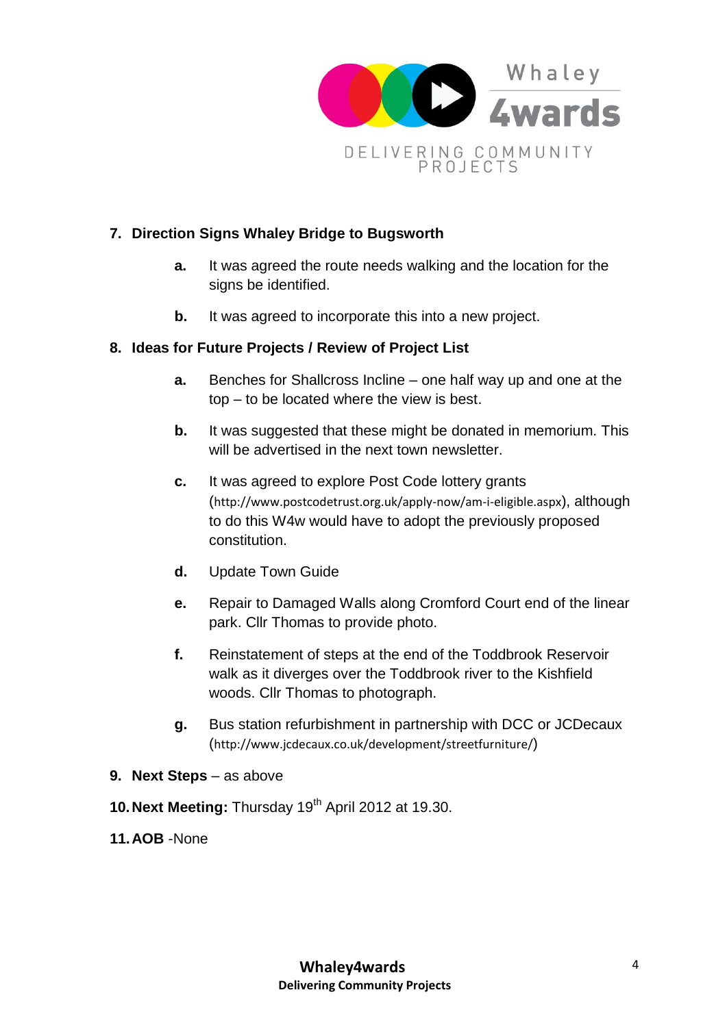**7. Direction Signs Whaley Bridge to Bugsworth**

- **a.** It was agreed the route needs walking and the location for the signs be identified.
- **b.** It was agreed to incorporate this into a new project.

**8. Ideas for Future Projects / Review of Project List**

- **a.** Benches for Shallcross Incline – one half way up and one at the top – to be located where the view is best.
- **b.** It was suggested that these might be donated in memorium. This will be advertised in the next town newsletter.
- **c.** It was agreed to explore Post Code lottery grants (http://www.postcodetrust.org.uk/apply-now/am-i-eligible.aspx), although to do this W4w would have to adopt the previously proposed constitution.
- **d.** Update Town Guide
- **e.** Repair to Damaged Walls along Cromford Court end of the linear park. Cllr Thomas to provide photo.
- **f.** Reinstatement of steps at the end of the Toddbrook Reservoir walk as it diverges over the Toddbrook river to the Kishfield woods. Cllr Thomas to photograph.
- **g.** Bus station refurbishment in partnership with DCC or JCDecaux (http://www.jcdecaux.co.uk/development/streetfurniture/)

**9. Next Steps** – as above

**10. Next Meeting:** Thursday 19th April 2012 at 19.30.

**11. AOB** -None